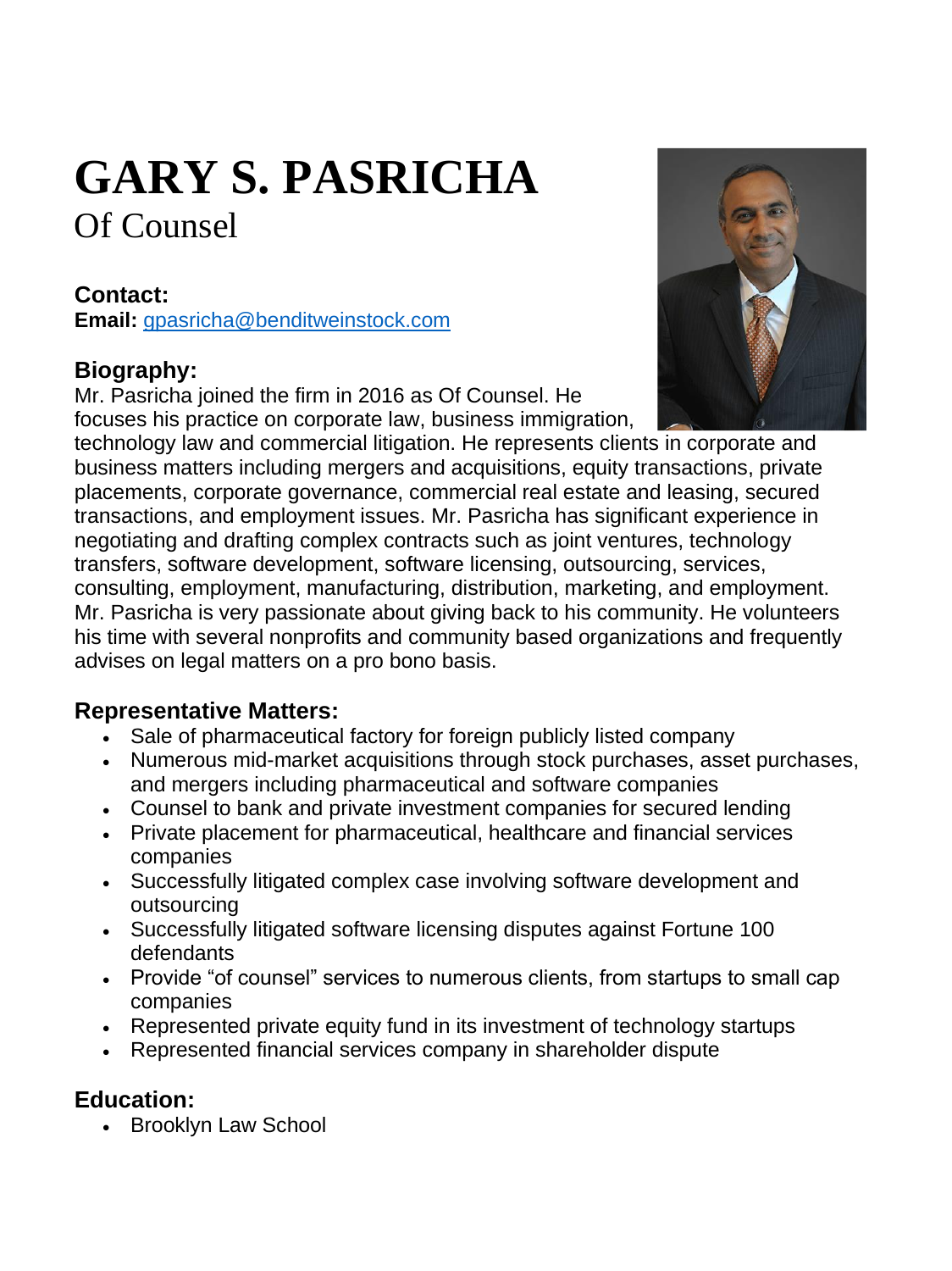# GARY S. PASRICHA

Of Counsel

## Contact:

**Email:** gpasricha@benditweinstock.com

## Biography:

Mr. Pasricha joined the firm in 2016 as Of Counsel. He focuses his practice on corporate law, business immigration, technology law and commercial litigation. He represents clients in corporate and business matters including mergers and acquisitions, equity transactions, private placements, corporate governance, commercial real estate and leasing, secured transactions, and employment issues. Mr. Pasricha has significant experience in negotiating and drafting complex contracts such as joint ventures, technology transfers, software development, software licensing, outsourcing, services, consulting, employment, manufacturing, distribution, marketing, and employment. Mr. Pasricha is very passionate about giving back to his community. He volunteers his time with several nonprofits and community based organizations and frequently advises on legal matters on a pro bono basis.

## Representative Matters:

- Sale of pharmaceutical factory for foreign publicly listed company
- Numerous mid-market acquisitions through stock purchases, asset purchases, and mergers including pharmaceutical and software companies
- Counsel to bank and private investment companies for secured lending
- Private placement for pharmaceutical, healthcare and financial services companies
- Successfully litigated complex case involving software development and outsourcing
- Successfully litigated software licensing disputes against Fortune 100 defendants
- Provide "of counsel" services to numerous clients, from startups to small cap companies
- Represented private equity fund in its investment of technology startups
- Represented financial services company in shareholder dispute

## Education:

- Brooklyn Law School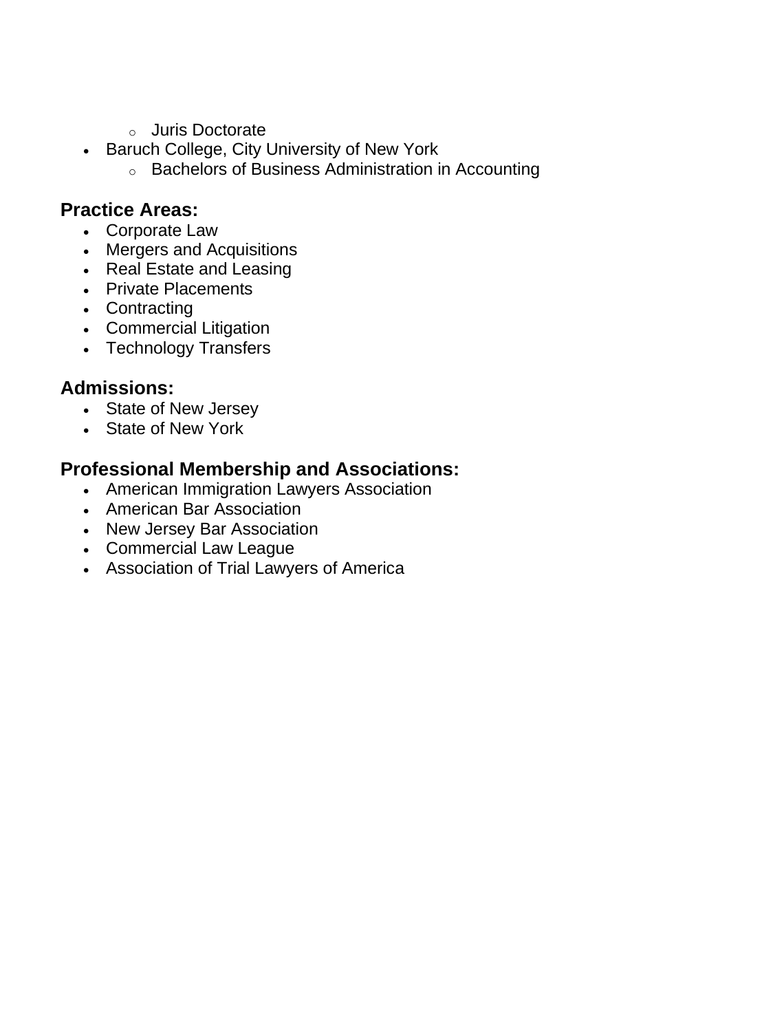- Juris Doctorate
- Baruch College, City University of New York
    - Bachelors of Business Administration in Accounting

## Practice Areas:

- Corporate Law
- Mergers and Acquisitions
- Real Estate and Leasing
- Private Placements
- Contracting
- Commercial Litigation
- Technology Transfers

## Admissions:

- State of New Jersey
- State of New York

## Professional Membership and Associations:

- American Immigration Lawyers Association
- American Bar Association
- New Jersey Bar Association
- Commercial Law League
- Association of Trial Lawyers of America